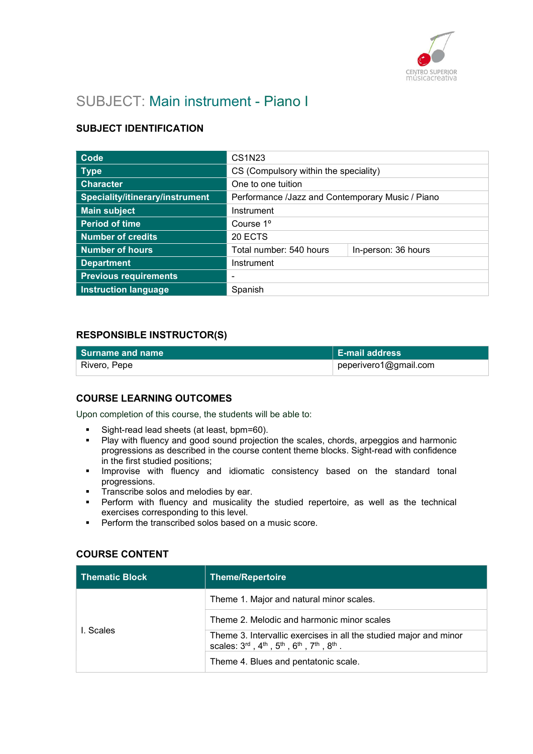# SUBJECT: Main instrument - Piano I

## SUBJECT IDENTIFICATION

| | | |
|---|---|---|
| **Code** | CS1N23 | |
| **Type** | CS (Compulsory within the speciality) | |
| **Character** | One to one tuition | |
| **Speciality/itinerary/instrument** | Performance /Jazz and Contemporary Music / Piano | |
| **Main subject** | Instrument | |
| **Period of time** | Course 1º | |
| **Number of credits** | 20 ECTS | |
| **Number of hours** | Total number: 540 hours | In-person: 36 hours |
| **Department** | Instrument | |
| **Previous requirements** | - | |
| **Instruction language** | Spanish | |

## RESPONSIBLE INSTRUCTOR(S)

| Surname and name | E-mail address |
|---|---|
| Rivero, Pepe | peperivero1@gmail.com |

## COURSE LEARNING OUTCOMES

Upon completion of this course, the students will be able to:

- Sight-read lead sheets (at least, bpm=60).
- Play with fluency and good sound projection the scales, chords, arpeggios and harmonic progressions as described in the course content theme blocks. Sight-read with confidence in the first studied positions;
- Improvise with fluency and idiomatic consistency based on the standard tonal progressions.
- Transcribe solos and melodies by ear.
- Perform with fluency and musicality the studied repertoire, as well as the technical exercises corresponding to this level.
- Perform the transcribed solos based on a music score.

## COURSE CONTENT

| Thematic Block | Theme/Repertoire |
|---|---|
| I. Scales | Theme 1. Major and natural minor scales. |
| | Theme 2. Melodic and harmonic minor scales |
| | Theme 3. Intervallic exercises in all the studied major and minor scales: 3rd , 4th , 5th , 6th , 7th , 8th . |
| | Theme 4. Blues and pentatonic scale. |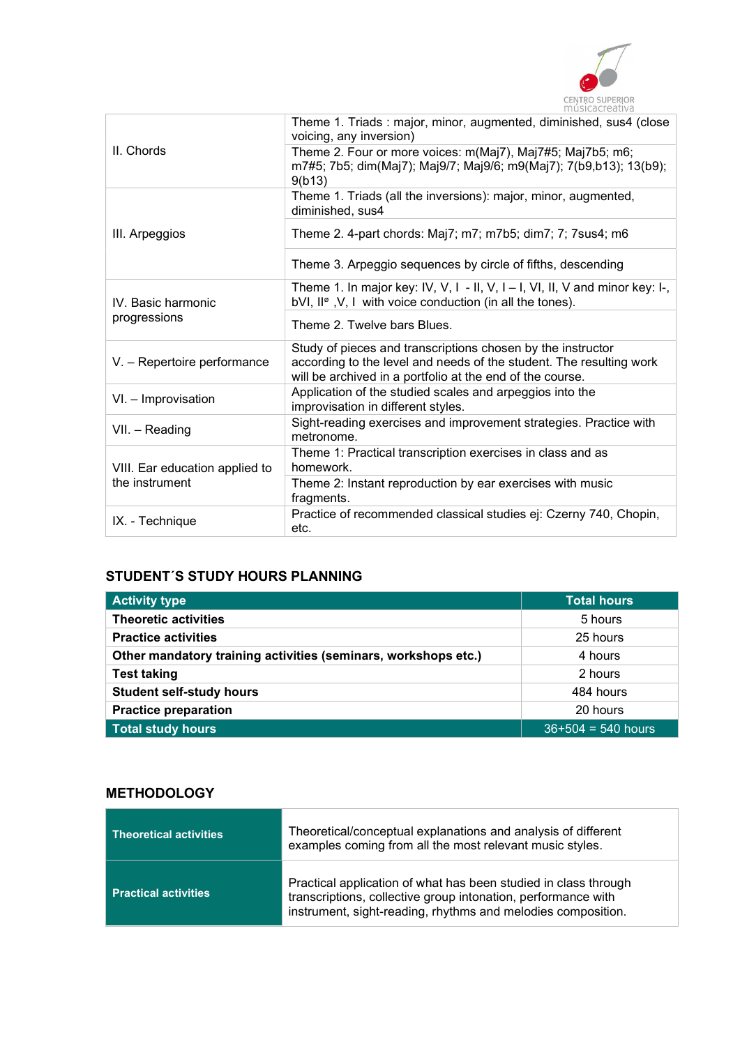| | |
|---|---|
| II. Chords | Theme 1. Triads : major, minor, augmented, diminished, sus4 (close voicing, any inversion) |
| | Theme 2. Four or more voices: m(Maj7), Maj7#5; Maj7b5; m6; m7#5; 7b5; dim(Maj7); Maj9/7; Maj9/6; m9(Maj7); 7(b9,b13); 13(b9); 9(b13) |
| III. Arpeggios | Theme 1. Triads (all the inversions): major, minor, augmented, diminished, sus4 |
| | Theme 2. 4-part chords: Maj7; m7; m7b5; dim7; 7; 7sus4; m6 |
| | Theme 3. Arpeggio sequences by circle of fifths, descending |
| IV. Basic harmonic progressions | Theme 1. In major key: IV, V, I - II, V, I – I, VI, II, V and minor key: I-, bVI, IIº ,V, I with voice conduction (in all the tones). |
| | Theme 2. Twelve bars Blues. |
| V. – Repertoire performance | Study of pieces and transcriptions chosen by the instructor according to the level and needs of the student. The resulting work will be archived in a portfolio at the end of the course. |
| VI. – Improvisation | Application of the studied scales and arpeggios into the improvisation in different styles. |
| VII. – Reading | Sight-reading exercises and improvement strategies. Practice with metronome. |
| VIII. Ear education applied to the instrument | Theme 1: Practical transcription exercises in class and as homework. |
| | Theme 2: Instant reproduction by ear exercises with music fragments. |
| IX. - Technique | Practice of recommended classical studies ej: Czerny 740, Chopin, etc. |

## STUDENT´S STUDY HOURS PLANNING

| Activity type | Total hours |
|---|---|
| **Theoretic activities** | 5 hours |
| **Practice activities** | 25 hours |
| **Other mandatory training activities (seminars, workshops etc.)** | 4 hours |
| **Test taking** | 2 hours |
| **Student self-study hours** | 484 hours |
| **Practice preparation** | 20 hours |
| **Total study hours** | 36+504 = 540 hours |

## METHODOLOGY

| | |
|---|---|
| **Theoretical activities** | Theoretical/conceptual explanations and analysis of different examples coming from all the most relevant music styles. |
| **Practical activities** | Practical application of what has been studied in class through transcriptions, collective group intonation, performance with instrument, sight-reading, rhythms and melodies composition. |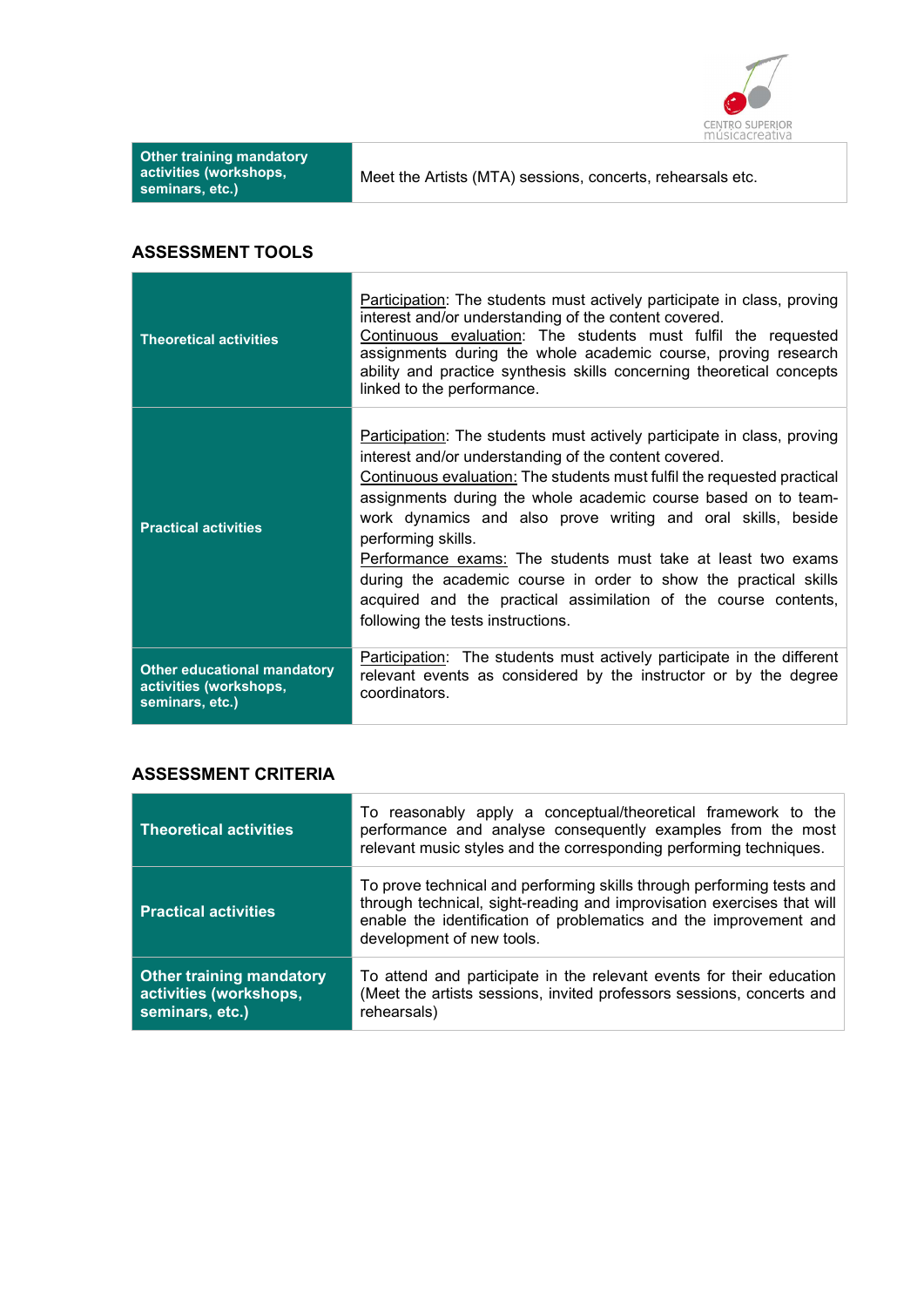| Other training mandatory activities (workshops, seminars, etc.) | Meet the Artists (MTA) sessions, concerts, rehearsals etc. |
|---|---|

## ASSESSMENT TOOLS

| | |
|---|---|
| **Theoretical activities** | <u>Participation</u>: The students must actively participate in class, proving interest and/or understanding of the content covered.<br><u>Continuous evaluation</u>: The students must fulfil the requested assignments during the whole academic course, proving research ability and practice synthesis skills concerning theoretical concepts linked to the performance. |
| **Practical activities** | <u>Participation</u>: The students must actively participate in class, proving interest and/or understanding of the content covered.<br><u>Continuous evaluation:</u> The students must fulfil the requested practical assignments during the whole academic course based on to team-work dynamics and also prove writing and oral skills, beside performing skills.<br><u>Performance exams:</u> The students must take at least two exams during the academic course in order to show the practical skills acquired and the practical assimilation of the course contents, following the tests instructions. |
| **Other educational mandatory activities (workshops, seminars, etc.)** | <u>Participation</u>: The students must actively participate in the different relevant events as considered by the instructor or by the degree coordinators. |

## ASSESSMENT CRITERIA

| | |
|---|---|
| **Theoretical activities** | To reasonably apply a conceptual/theoretical framework to the performance and analyse consequently examples from the most relevant music styles and the corresponding performing techniques. |
| **Practical activities** | To prove technical and performing skills through performing tests and through technical, sight-reading and improvisation exercises that will enable the identification of problematics and the improvement and development of new tools. |
| **Other training mandatory activities (workshops, seminars, etc.)** | To attend and participate in the relevant events for their education (Meet the artists sessions, invited professors sessions, concerts and rehearsals) |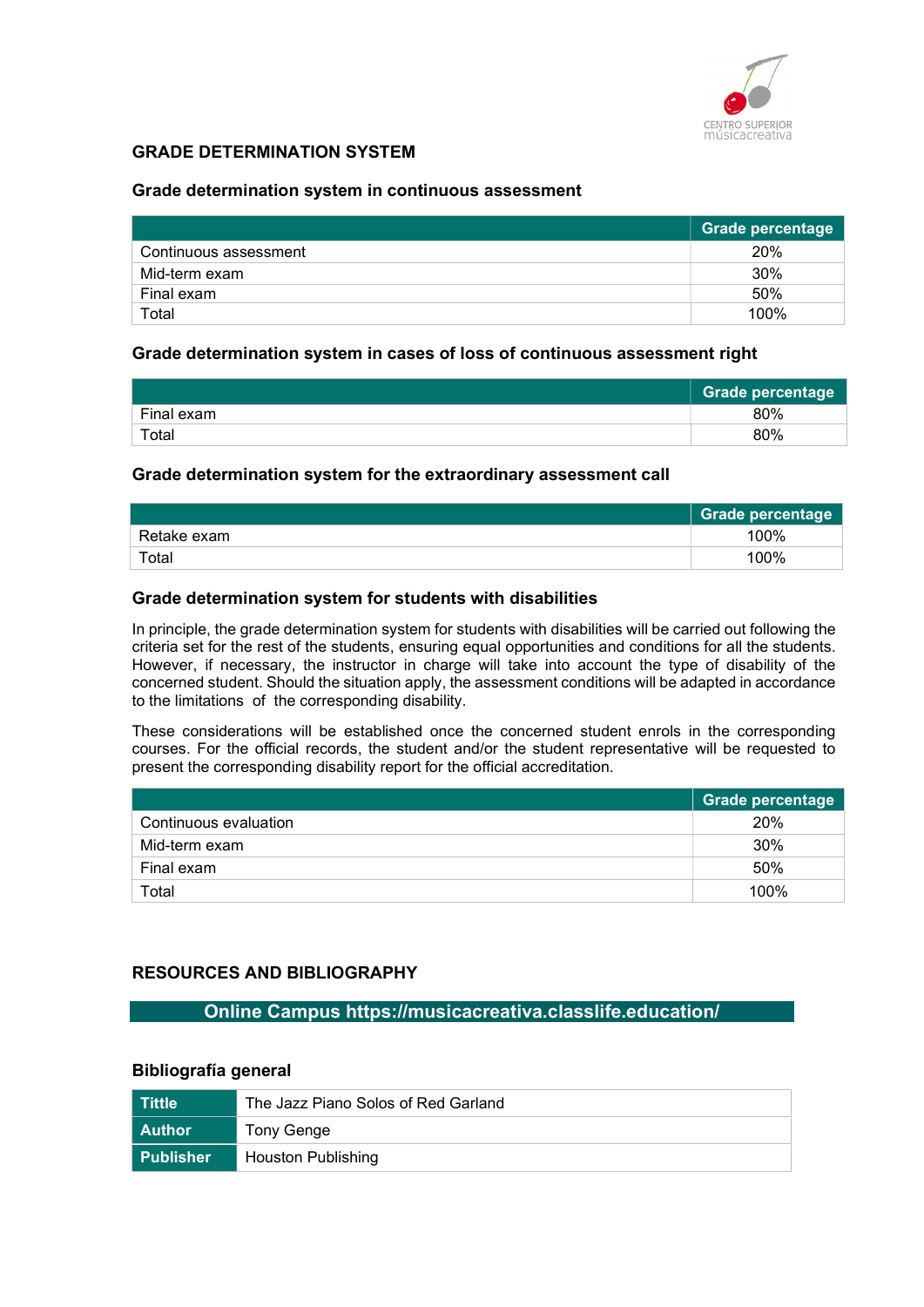## GRADE DETERMINATION SYSTEM

### Grade determination system in continuous assessment

| | Grade percentage |
|---|---|
| Continuous assessment | 20% |
| Mid-term exam | 30% |
| Final exam | 50% |
| Total | 100% |

### Grade determination system in cases of loss of continuous assessment right

| | Grade percentage |
|---|---|
| Final exam | 80% |
| Total | 80% |

### Grade determination system for the extraordinary assessment call

| | Grade percentage |
|---|---|
| Retake exam | 100% |
| Total | 100% |

### Grade determination system for students with disabilities

In principle, the grade determination system for students with disabilities will be carried out following the criteria set for the rest of the students, ensuring equal opportunities and conditions for all the students. However, if necessary, the instructor in charge will take into account the type of disability of the concerned student. Should the situation apply, the assessment conditions will be adapted in accordance to the limitations of the corresponding disability.

These considerations will be established once the concerned student enrols in the corresponding courses. For the official records, the student and/or the student representative will be requested to present the corresponding disability report for the official accreditation.

| | Grade percentage |
|---|---|
| Continuous evaluation | 20% |
| Mid-term exam | 30% |
| Final exam | 50% |
| Total | 100% |

## RESOURCES AND BIBLIOGRAPHY

**Online Campus https://musicacreativa.classlife.education/**

### Bibliografía general

| | |
|---|---|
| **Tittle** | The Jazz Piano Solos of Red Garland |
| **Author** | Tony Genge |
| **Publisher** | Houston Publishing |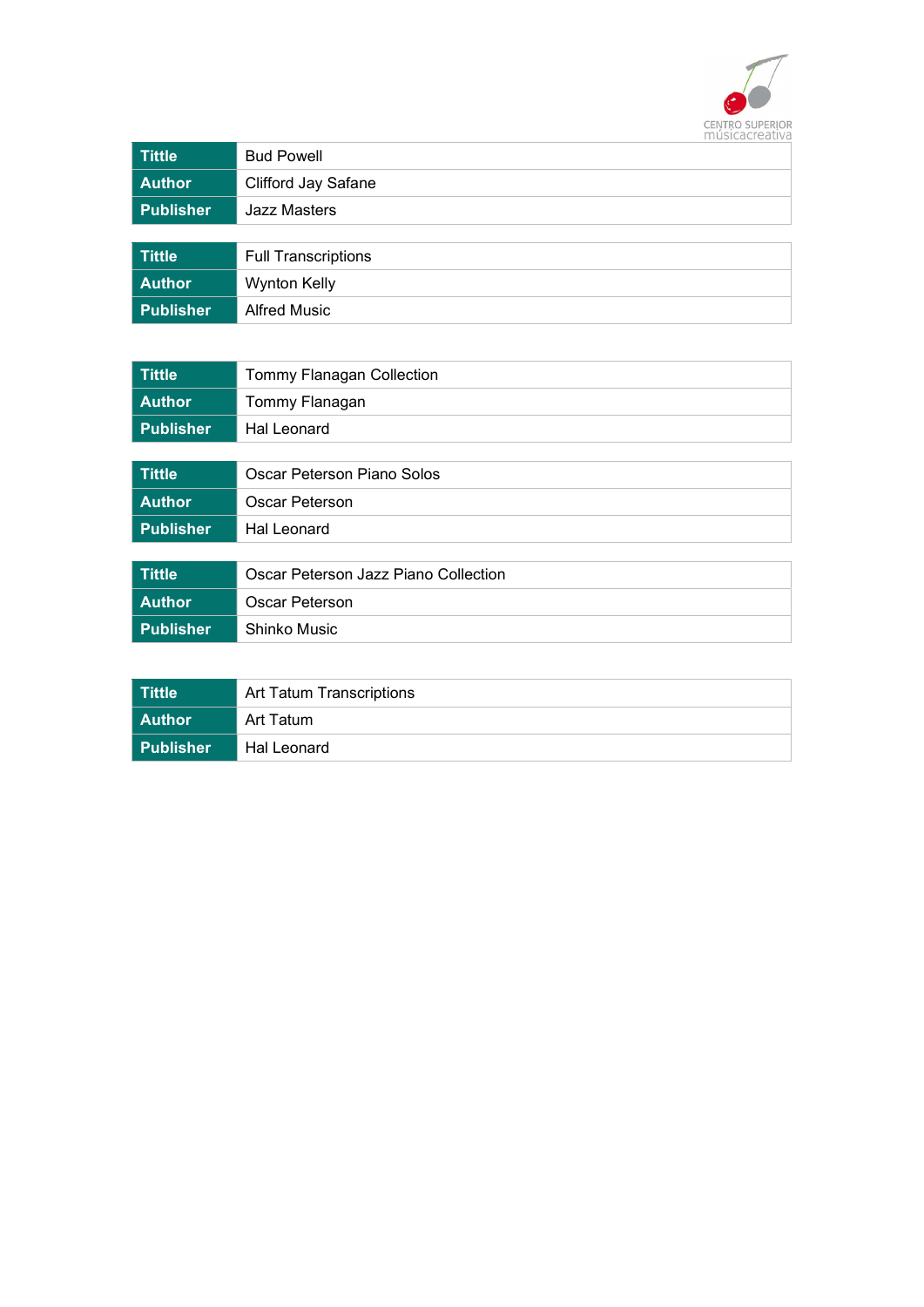| | |
|---|---|
| **Tittle** | Bud Powell |
| **Author** | Clifford Jay Safane |
| **Publisher** | Jazz Masters |

| | |
|---|---|
| **Tittle** | Full Transcriptions |
| **Author** | Wynton Kelly |
| **Publisher** | Alfred Music |

| | |
|---|---|
| **Tittle** | Tommy Flanagan Collection |
| **Author** | Tommy Flanagan |
| **Publisher** | Hal Leonard |

| | |
|---|---|
| **Tittle** | Oscar Peterson Piano Solos |
| **Author** | Oscar Peterson |
| **Publisher** | Hal Leonard |

| | |
|---|---|
| **Tittle** | Oscar Peterson Jazz Piano Collection |
| **Author** | Oscar Peterson |
| **Publisher** | Shinko Music |

| | |
|---|---|
| **Tittle** | Art Tatum Transcriptions |
| **Author** | Art Tatum |
| **Publisher** | Hal Leonard |